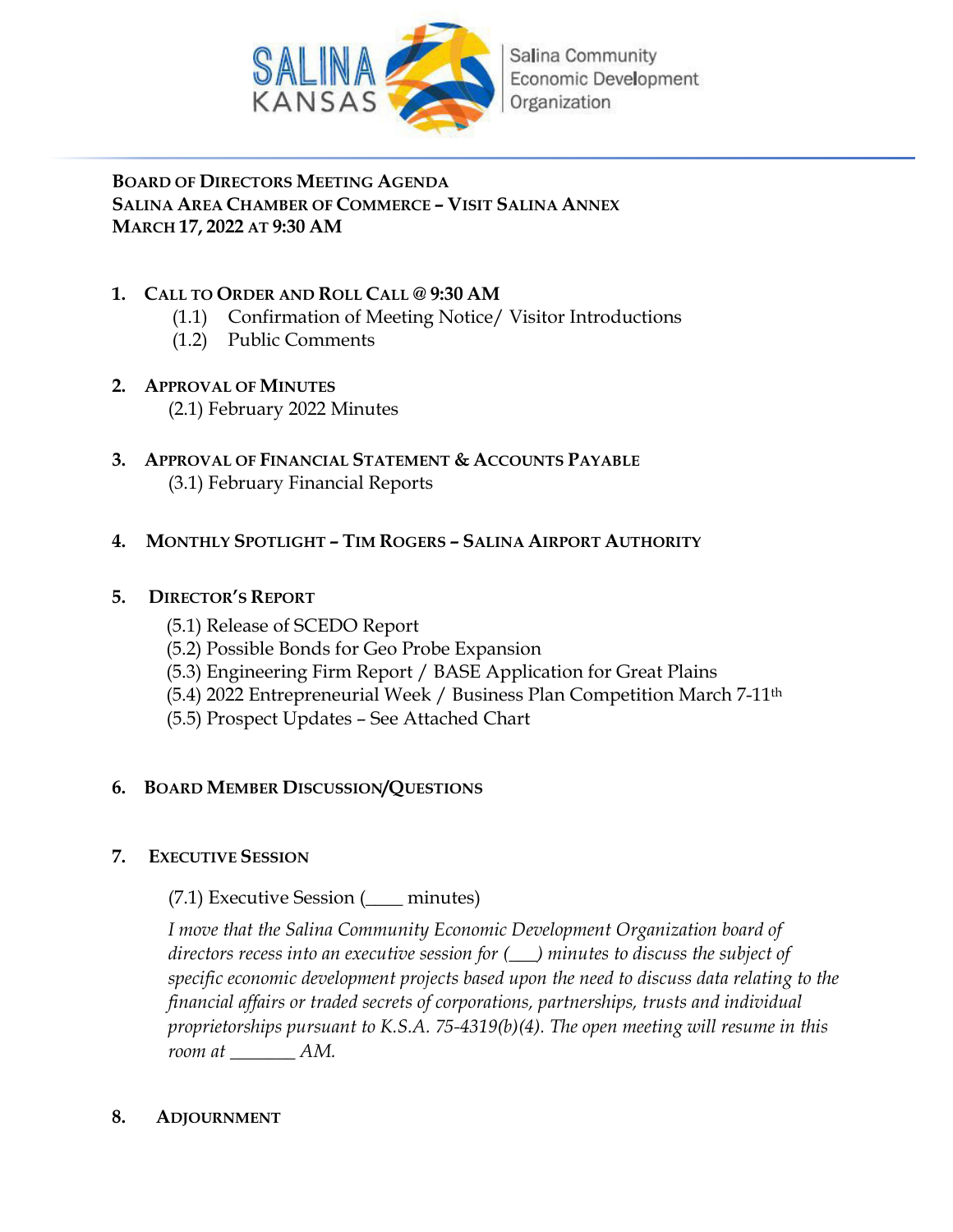SALINA KANSAS | Salina Community Economic Development Organization

**BOARD OF DIRECTORS MEETING AGENDA**
**SALINA AREA CHAMBER OF COMMERCE – VISIT SALINA ANNEX**
**MARCH 17, 2022 AT 9:30 AM**

1. **CALL TO ORDER AND ROLL CALL @ 9:30 AM**
   - (1.1) Confirmation of Meeting Notice/ Visitor Introductions
   - (1.2) Public Comments

2. **APPROVAL OF MINUTES**
   - (2.1) February 2022 Minutes

3. **APPROVAL OF FINANCIAL STATEMENT & ACCOUNTS PAYABLE**
   - (3.1) February Financial Reports

4. **MONTHLY SPOTLIGHT – TIM ROGERS – SALINA AIRPORT AUTHORITY**

5. **DIRECTOR'S REPORT**
   - (5.1) Release of SCEDO Report
   - (5.2) Possible Bonds for Geo Probe Expansion
   - (5.3) Engineering Firm Report / BASE Application for Great Plains
   - (5.4) 2022 Entrepreneurial Week / Business Plan Competition March 7-11th
   - (5.5) Prospect Updates – See Attached Chart

6. **BOARD MEMBER DISCUSSION/QUESTIONS**

7. **EXECUTIVE SESSION**

   (7.1) Executive Session (____ minutes)

   *I move that the Salina Community Economic Development Organization board of directors recess into an executive session for (___) minutes to discuss the subject of specific economic development projects based upon the need to discuss data relating to the financial affairs or traded secrets of corporations, partnerships, trusts and individual proprietorships pursuant to K.S.A. 75-4319(b)(4). The open meeting will resume in this room at _______ AM.*

8. **ADJOURNMENT**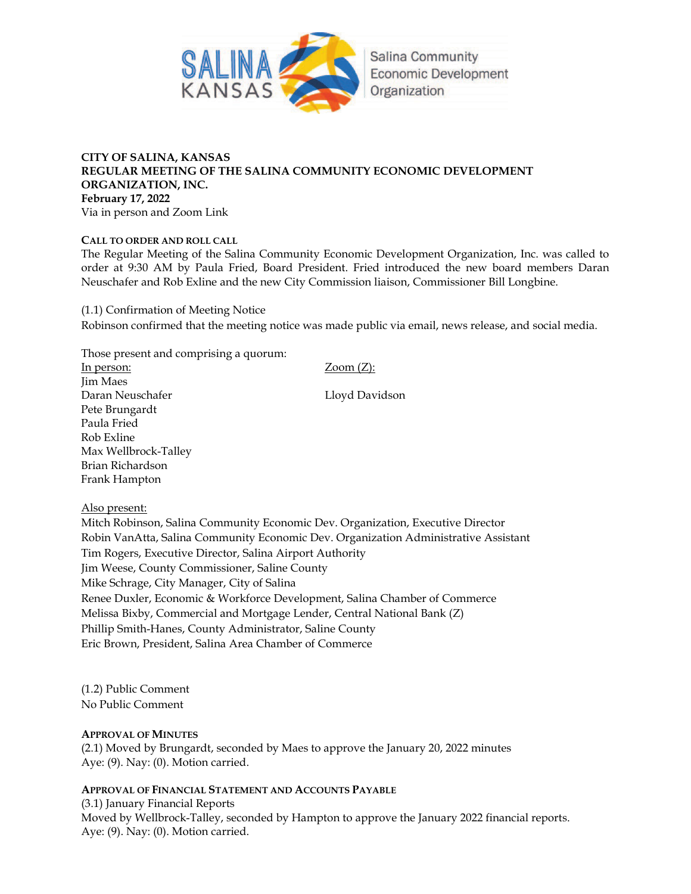**CITY OF SALINA, KANSAS**
**REGULAR MEETING OF THE SALINA COMMUNITY ECONOMIC DEVELOPMENT ORGANIZATION, INC.**
**February 17, 2022**
Via in person and Zoom Link

**CALL TO ORDER AND ROLL CALL**

The Regular Meeting of the Salina Community Economic Development Organization, Inc. was called to order at 9:30 AM by Paula Fried, Board President. Fried introduced the new board members Daran Neuschafer and Rob Exline and the new City Commission liaison, Commissioner Bill Longbine.

(1.1) Confirmation of Meeting Notice
Robinson confirmed that the meeting notice was made public via email, news release, and social media.

Those present and comprising a quorum:

In person:
Jim Maes
Daran Neuschafer
Pete Brungardt
Paula Fried
Rob Exline
Max Wellbrock-Talley
Brian Richardson
Frank Hampton

Zoom (Z):
Lloyd Davidson

Also present:
Mitch Robinson, Salina Community Economic Dev. Organization, Executive Director
Robin VanAtta, Salina Community Economic Dev. Organization Administrative Assistant
Tim Rogers, Executive Director, Salina Airport Authority
Jim Weese, County Commissioner, Saline County
Mike Schrage, City Manager, City of Salina
Renee Duxler, Economic & Workforce Development, Salina Chamber of Commerce
Melissa Bixby, Commercial and Mortgage Lender, Central National Bank (Z)
Phillip Smith-Hanes, County Administrator, Saline County
Eric Brown, President, Salina Area Chamber of Commerce

(1.2) Public Comment
No Public Comment

**APPROVAL OF MINUTES**

(2.1) Moved by Brungardt, seconded by Maes to approve the January 20, 2022 minutes
Aye: (9). Nay: (0). Motion carried.

**APPROVAL OF FINANCIAL STATEMENT AND ACCOUNTS PAYABLE**

(3.1) January Financial Reports
Moved by Wellbrock-Talley, seconded by Hampton to approve the January 2022 financial reports.
Aye: (9). Nay: (0). Motion carried.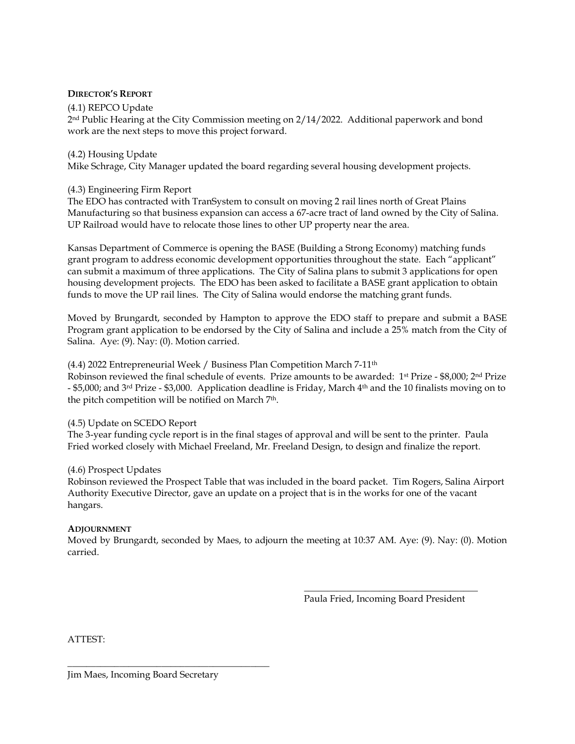## Director's Report

(4.1) REPCO Update
2nd Public Hearing at the City Commission meeting on 2/14/2022. Additional paperwork and bond work are the next steps to move this project forward.

(4.2) Housing Update
Mike Schrage, City Manager updated the board regarding several housing development projects.

(4.3) Engineering Firm Report
The EDO has contracted with TranSystem to consult on moving 2 rail lines north of Great Plains Manufacturing so that business expansion can access a 67-acre tract of land owned by the City of Salina. UP Railroad would have to relocate those lines to other UP property near the area.

Kansas Department of Commerce is opening the BASE (Building a Strong Economy) matching funds grant program to address economic development opportunities throughout the state. Each "applicant" can submit a maximum of three applications. The City of Salina plans to submit 3 applications for open housing development projects. The EDO has been asked to facilitate a BASE grant application to obtain funds to move the UP rail lines. The City of Salina would endorse the matching grant funds.

Moved by Brungardt, seconded by Hampton to approve the EDO staff to prepare and submit a BASE Program grant application to be endorsed by the City of Salina and include a 25% match from the City of Salina. Aye: (9). Nay: (0). Motion carried.

(4.4) 2022 Entrepreneurial Week / Business Plan Competition March 7-11th
Robinson reviewed the final schedule of events. Prize amounts to be awarded: 1st Prize - $8,000; 2nd Prize - $5,000; and 3rd Prize - $3,000. Application deadline is Friday, March 4th and the 10 finalists moving on to the pitch competition will be notified on March 7th.

(4.5) Update on SCEDO Report
The 3-year funding cycle report is in the final stages of approval and will be sent to the printer. Paula Fried worked closely with Michael Freeland, Mr. Freeland Design, to design and finalize the report.

(4.6) Prospect Updates
Robinson reviewed the Prospect Table that was included in the board packet. Tim Rogers, Salina Airport Authority Executive Director, gave an update on a project that is in the works for one of the vacant hangars.

## Adjournment

Moved by Brungardt, seconded by Maes, to adjourn the meeting at 10:37 AM. Aye: (9). Nay: (0). Motion carried.

\_\_\_\_\_\_\_\_\_\_\_\_\_\_\_\_\_\_\_\_\_\_\_\_\_\_\_\_\_\_\_\_\_\_\_\_\_\_
Paula Fried, Incoming Board President

ATTEST:

\_\_\_\_\_\_\_\_\_\_\_\_\_\_\_\_\_\_\_\_\_\_\_\_\_\_\_\_\_\_\_\_\_\_\_\_\_\_
Jim Maes, Incoming Board Secretary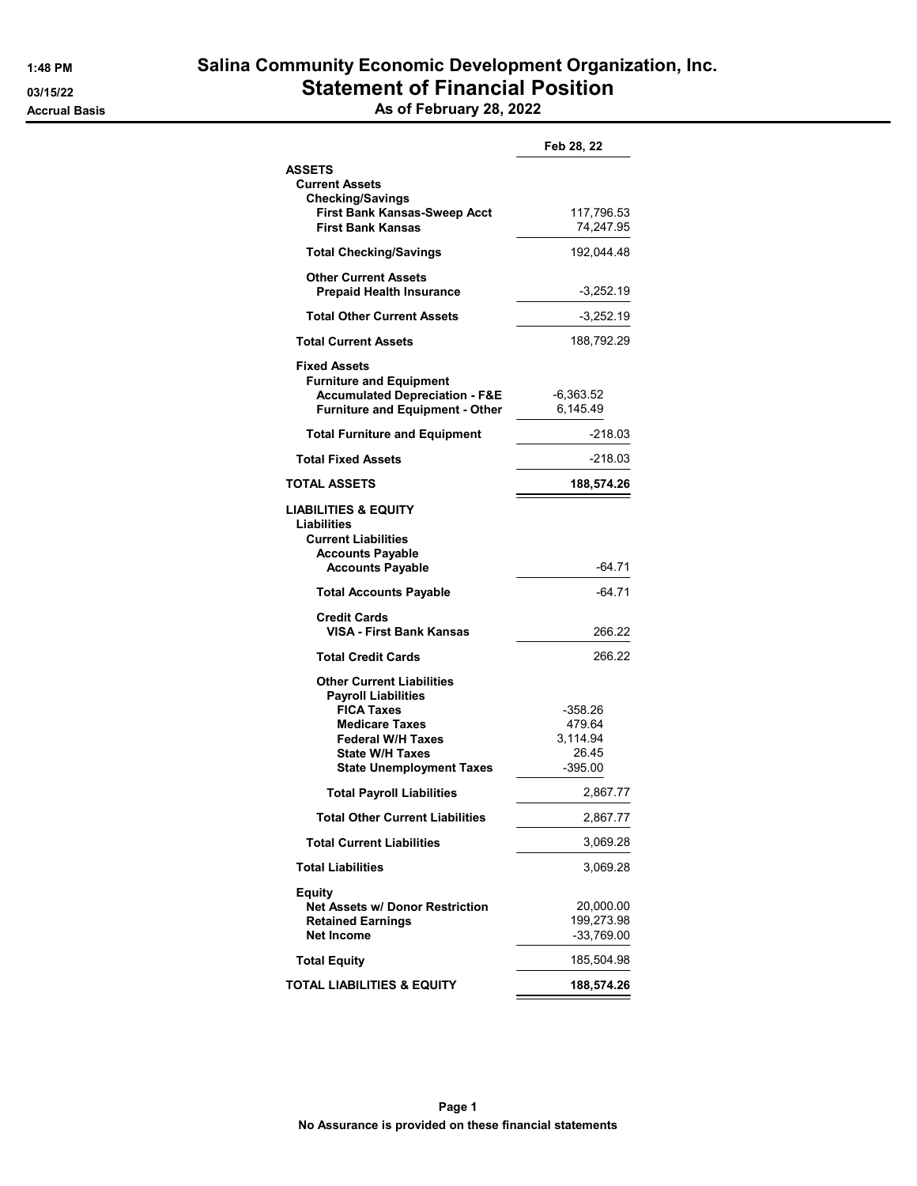# Salina Community Economic Development Organization, Inc.

## Statement of Financial Position

### As of February 28, 2022

1:48 PM
03/15/22
Accrual Basis

| | | Feb 28, 22 |
|---|---|---|
| **ASSETS** | | |
| **Current Assets** | | |
| **Checking/Savings** | | |
| **First Bank Kansas-Sweep Acct** | | 117,796.53 |
| **First Bank Kansas** | | 74,247.95 |
| **Total Checking/Savings** | | 192,044.48 |
| **Other Current Assets** | | |
| **Prepaid Health Insurance** | | -3,252.19 |
| **Total Other Current Assets** | | -3,252.19 |
| **Total Current Assets** | | 188,792.29 |
| **Fixed Assets** | | |
| **Furniture and Equipment** | | |
| **Accumulated Depreciation - F&E** | -6,363.52 | |
| **Furniture and Equipment - Other** | 6,145.49 | |
| **Total Furniture and Equipment** | | -218.03 |
| **Total Fixed Assets** | | -218.03 |
| **TOTAL ASSETS** | | **188,574.26** |
| **LIABILITIES & EQUITY** | | |
| **Liabilities** | | |
| **Current Liabilities** | | |
| **Accounts Payable** | | |
| **Accounts Payable** | | -64.71 |
| **Total Accounts Payable** | | -64.71 |
| **Credit Cards** | | |
| **VISA - First Bank Kansas** | | 266.22 |
| **Total Credit Cards** | | 266.22 |
| **Other Current Liabilities** | | |
| **Payroll Liabilities** | | |
| **FICA Taxes** | -358.26 | |
| **Medicare Taxes** | 479.64 | |
| **Federal W/H Taxes** | 3,114.94 | |
| **State W/H Taxes** | 26.45 | |
| **State Unemployment Taxes** | -395.00 | |
| **Total Payroll Liabilities** | | 2,867.77 |
| **Total Other Current Liabilities** | | 2,867.77 |
| **Total Current Liabilities** | | 3,069.28 |
| **Total Liabilities** | | 3,069.28 |
| **Equity** | | |
| **Net Assets w/ Donor Restriction** | | 20,000.00 |
| **Retained Earnings** | | 199,273.98 |
| **Net Income** | | -33,769.00 |
| **Total Equity** | | 185,504.98 |
| **TOTAL LIABILITIES & EQUITY** | | **188,574.26** |

**No Assurance is provided on these financial statements**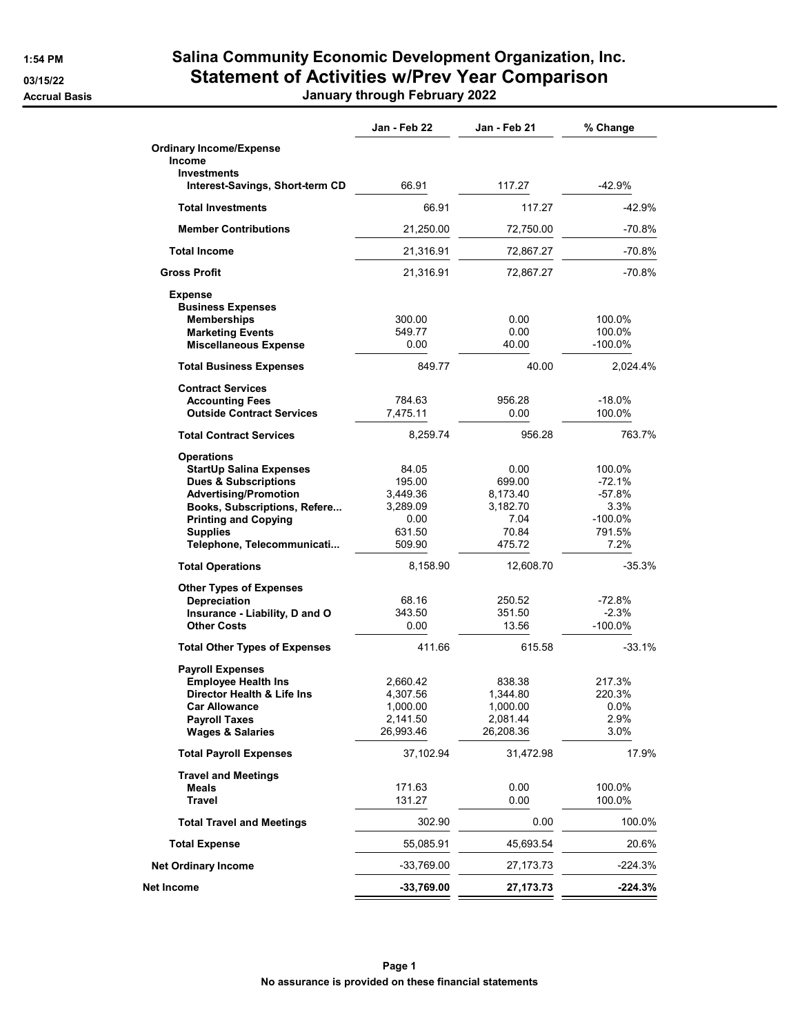# Salina Community Economic Development Organization, Inc.

## Statement of Activities w/Prev Year Comparison

**January through February 2022**

1:54 PM
03/15/22
Accrual Basis

| | Jan - Feb 22 | Jan - Feb 21 | % Change |
|---|---|---|---|
| **Ordinary Income/Expense** | | | |
| **Income** | | | |
| **Investments** | | | |
| **Interest-Savings, Short-term CD** | 66.91 | 117.27 | -42.9% |
| **Total Investments** | 66.91 | 117.27 | -42.9% |
| **Member Contributions** | 21,250.00 | 72,750.00 | -70.8% |
| **Total Income** | 21,316.91 | 72,867.27 | -70.8% |
| **Gross Profit** | 21,316.91 | 72,867.27 | -70.8% |
| **Expense** | | | |
| **Business Expenses** | | | |
| **Memberships** | 300.00 | 0.00 | 100.0% |
| **Marketing Events** | 549.77 | 0.00 | 100.0% |
| **Miscellaneous Expense** | 0.00 | 40.00 | -100.0% |
| **Total Business Expenses** | 849.77 | 40.00 | 2,024.4% |
| **Contract Services** | | | |
| **Accounting Fees** | 784.63 | 956.28 | -18.0% |
| **Outside Contract Services** | 7,475.11 | 0.00 | 100.0% |
| **Total Contract Services** | 8,259.74 | 956.28 | 763.7% |
| **Operations** | | | |
| **StartUp Salina Expenses** | 84.05 | 0.00 | 100.0% |
| **Dues & Subscriptions** | 195.00 | 699.00 | -72.1% |
| **Advertising/Promotion** | 3,449.36 | 8,173.40 | -57.8% |
| **Books, Subscriptions, Refere...** | 3,289.09 | 3,182.70 | 3.3% |
| **Printing and Copying** | 0.00 | 7.04 | -100.0% |
| **Supplies** | 631.50 | 70.84 | 791.5% |
| **Telephone, Telecommunicati...** | 509.90 | 475.72 | 7.2% |
| **Total Operations** | 8,158.90 | 12,608.70 | -35.3% |
| **Other Types of Expenses** | | | |
| **Depreciation** | 68.16 | 250.52 | -72.8% |
| **Insurance - Liability, D and O** | 343.50 | 351.50 | -2.3% |
| **Other Costs** | 0.00 | 13.56 | -100.0% |
| **Total Other Types of Expenses** | 411.66 | 615.58 | -33.1% |
| **Payroll Expenses** | | | |
| **Employee Health Ins** | 2,660.42 | 838.38 | 217.3% |
| **Director Health & Life Ins** | 4,307.56 | 1,344.80 | 220.3% |
| **Car Allowance** | 1,000.00 | 1,000.00 | 0.0% |
| **Payroll Taxes** | 2,141.50 | 2,081.44 | 2.9% |
| **Wages & Salaries** | 26,993.46 | 26,208.36 | 3.0% |
| **Total Payroll Expenses** | 37,102.94 | 31,472.98 | 17.9% |
| **Travel and Meetings** | | | |
| **Meals** | 171.63 | 0.00 | 100.0% |
| **Travel** | 131.27 | 0.00 | 100.0% |
| **Total Travel and Meetings** | 302.90 | 0.00 | 100.0% |
| **Total Expense** | 55,085.91 | 45,693.54 | 20.6% |
| **Net Ordinary Income** | -33,769.00 | 27,173.73 | -224.3% |
| **Net Income** | **-33,769.00** | **27,173.73** | **-224.3%** |

**No assurance is provided on these financial statements**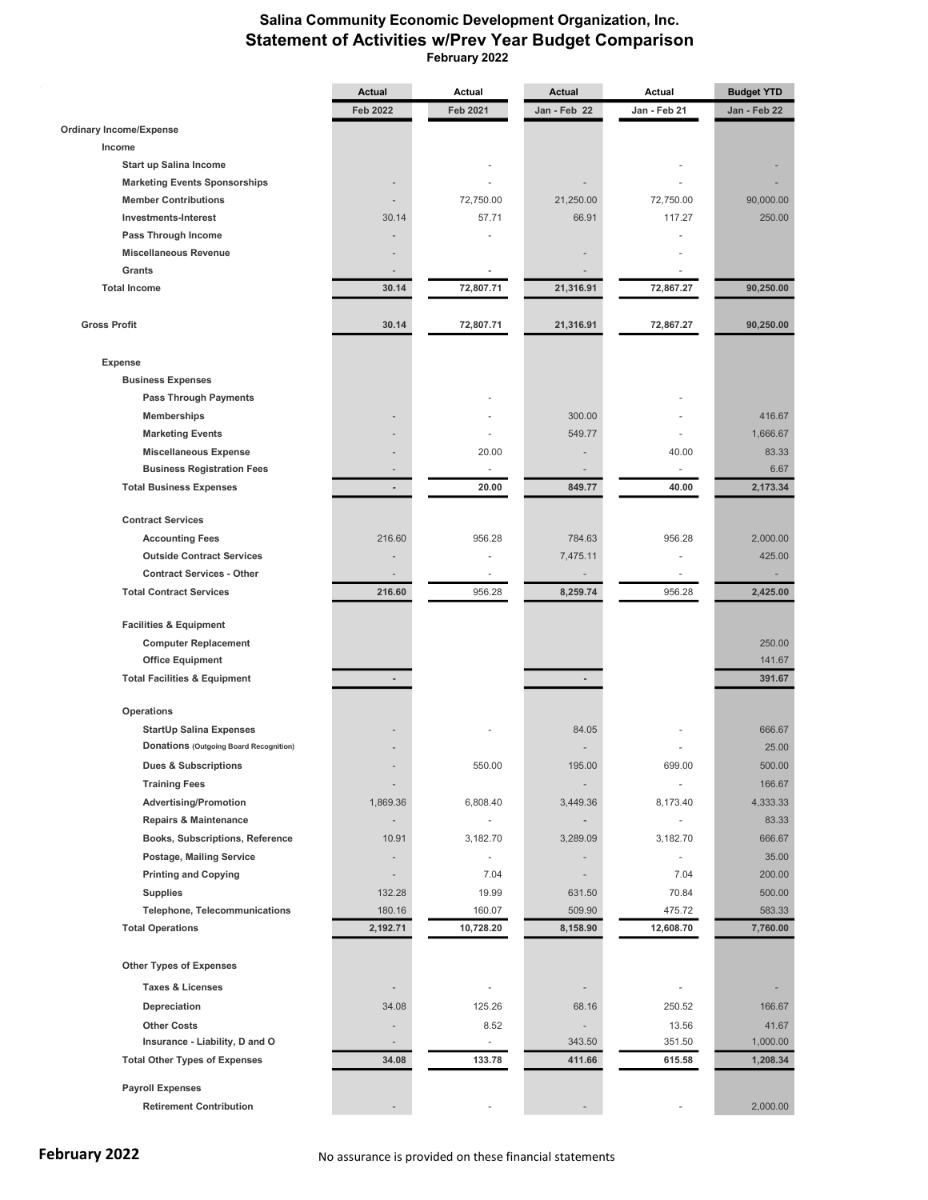# Salina Community Economic Development Organization, Inc.
## Statement of Activities w/Prev Year Budget Comparison
February 2022

| | Actual | Actual | Actual | Actual | Budget YTD |
|---|---|---|---|---|---|
| | Feb 2022 | Feb 2021 | Jan - Feb 22 | Jan - Feb 21 | Jan - Feb 22 |
| **Ordinary Income/Expense** | | | | | |
| **Income** | | | | | |
| Start up Salina Income | | - | | - | - |
| Marketing Events Sponsorships | - | - | - | - | - |
| Member Contributions | - | 72,750.00 | 21,250.00 | 72,750.00 | 90,000.00 |
| Investments-Interest | 30.14 | 57.71 | 66.91 | 117.27 | 250.00 |
| Pass Through Income | - | - | | - | |
| Miscellaneous Revenue | - | | - | - | |
| Grants | - | - | - | - | |
| **Total Income** | **30.14** | **72,807.71** | **21,316.91** | **72,867.27** | **90,250.00** |
| **Gross Profit** | **30.14** | **72,807.71** | **21,316.91** | **72,867.27** | **90,250.00** |
| **Expense** | | | | | |
| **Business Expenses** | | | | | |
| Pass Through Payments | | - | | - | |
| Memberships | - | - | 300.00 | - | 416.67 |
| Marketing Events | - | - | 549.77 | - | 1,666.67 |
| Miscellaneous Expense | - | 20.00 | - | 40.00 | 83.33 |
| Business Registration Fees | - | - | - | - | 6.67 |
| **Total Business Expenses** | **-** | **20.00** | **849.77** | **40.00** | **2,173.34** |
| **Contract Services** | | | | | |
| Accounting Fees | 216.60 | 956.28 | 784.63 | 956.28 | 2,000.00 |
| Outside Contract Services | - | - | 7,475.11 | - | 425.00 |
| Contract Services - Other | - | - | - | - | - |
| **Total Contract Services** | **216.60** | 956.28 | **8,259.74** | 956.28 | **2,425.00** |
| **Facilities & Equipment** | | | | | |
| Computer Replacement | | | | | 250.00 |
| Office Equipment | | | | | 141.67 |
| **Total Facilities & Equipment** | **-** | | **-** | | **391.67** |
| **Operations** | | | | | |
| StartUp Salina Expenses | - | - | 84.05 | - | 666.67 |
| Donations (Outgoing Board Recognition) | - | | - | - | 25.00 |
| Dues & Subscriptions | - | 550.00 | 195.00 | 699.00 | 500.00 |
| Training Fees | - | | - | - | 166.67 |
| Advertising/Promotion | 1,869.36 | 6,808.40 | 3,449.36 | 8,173.40 | 4,333.33 |
| Repairs & Maintenance | - | - | - | - | 83.33 |
| Books, Subscriptions, Reference | 10.91 | 3,182.70 | 3,289.09 | 3,182.70 | 666.67 |
| Postage, Mailing Service | - | - | - | - | 35.00 |
| Printing and Copying | - | 7.04 | - | 7.04 | 200.00 |
| Supplies | 132.28 | 19.99 | 631.50 | 70.84 | 500.00 |
| Telephone, Telecommunications | 180.16 | 160.07 | 509.90 | 475.72 | 583.33 |
| **Total Operations** | **2,192.71** | **10,728.20** | **8,158.90** | **12,608.70** | **7,760.00** |
| **Other Types of Expenses** | | | | | |
| Taxes & Licenses | - | - | - | - | - |
| Depreciation | 34.08 | 125.26 | 68.16 | 250.52 | 166.67 |
| Other Costs | - | 8.52 | - | 13.56 | 41.67 |
| Insurance - Liability, D and O | - | - | 343.50 | 351.50 | 1,000.00 |
| **Total Other Types of Expenses** | **34.08** | **133.78** | **411.66** | **615.58** | **1,208.34** |
| **Payroll Expenses** | | | | | |
| Retirement Contribution | - | - | - | - | 2,000.00 |

**February 2022**

No assurance is provided on these financial statements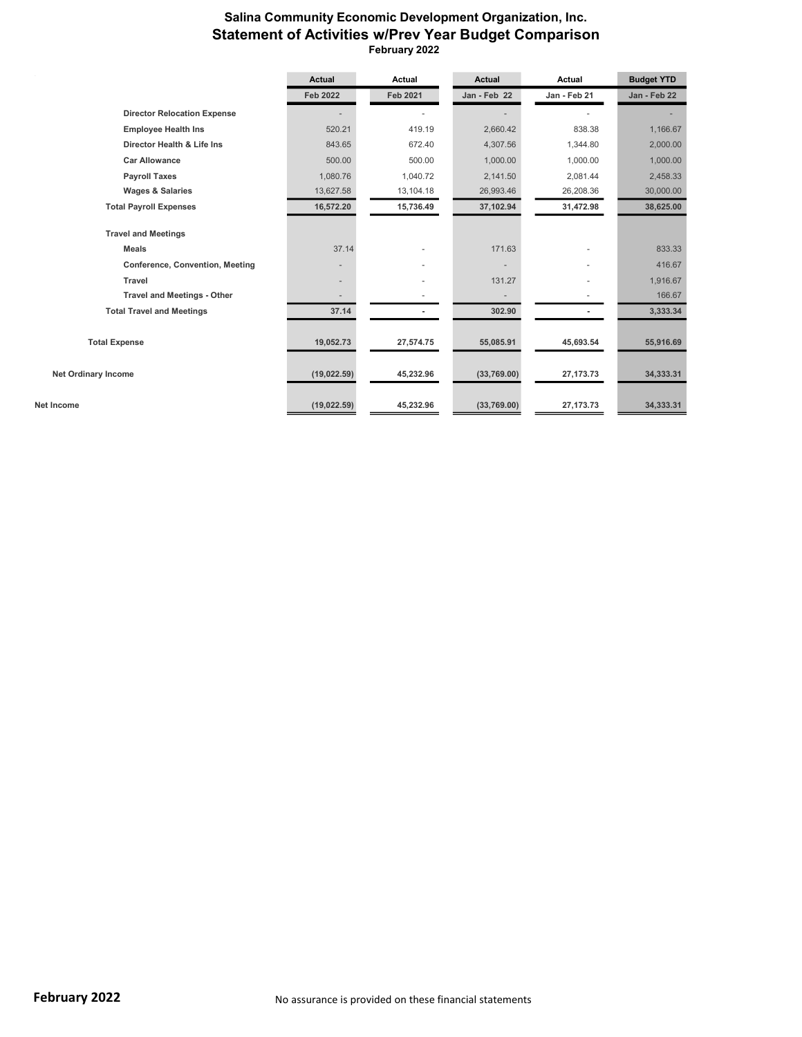# Salina Community Economic Development Organization, Inc.

## Statement of Activities w/Prev Year Budget Comparison

### February 2022

| | Actual | Actual | Actual | Actual | Budget YTD |
|---|---|---|---|---|---|
| | Feb 2022 | Feb 2021 | Jan - Feb 22 | Jan - Feb 21 | Jan - Feb 22 |
| Director Relocation Expense | - | - | - | - | - |
| Employee Health Ins | 520.21 | 419.19 | 2,660.42 | 838.38 | 1,166.67 |
| Director Health & Life Ins | 843.65 | 672.40 | 4,307.56 | 1,344.80 | 2,000.00 |
| Car Allowance | 500.00 | 500.00 | 1,000.00 | 1,000.00 | 1,000.00 |
| Payroll Taxes | 1,080.76 | 1,040.72 | 2,141.50 | 2,081.44 | 2,458.33 |
| Wages & Salaries | 13,627.58 | 13,104.18 | 26,993.46 | 26,208.36 | 30,000.00 |
| **Total Payroll Expenses** | **16,572.20** | **15,736.49** | **37,102.94** | **31,472.98** | **38,625.00** |
| **Travel and Meetings** | | | | | |
| Meals | 37.14 | - | 171.63 | - | 833.33 |
| Conference, Convention, Meeting | - | - | - | - | 416.67 |
| Travel | - | - | 131.27 | - | 1,916.67 |
| Travel and Meetings - Other | - | - | - | - | 166.67 |
| **Total Travel and Meetings** | **37.14** | **-** | **302.90** | **-** | **3,333.34** |
| **Total Expense** | **19,052.73** | **27,574.75** | **55,085.91** | **45,693.54** | **55,916.69** |
| **Net Ordinary Income** | **(19,022.59)** | **45,232.96** | **(33,769.00)** | **27,173.73** | **34,333.31** |
| **Net Income** | **(19,022.59)** | **45,232.96** | **(33,769.00)** | **27,173.73** | **34,333.31** |

**February 2022**

No assurance is provided on these financial statements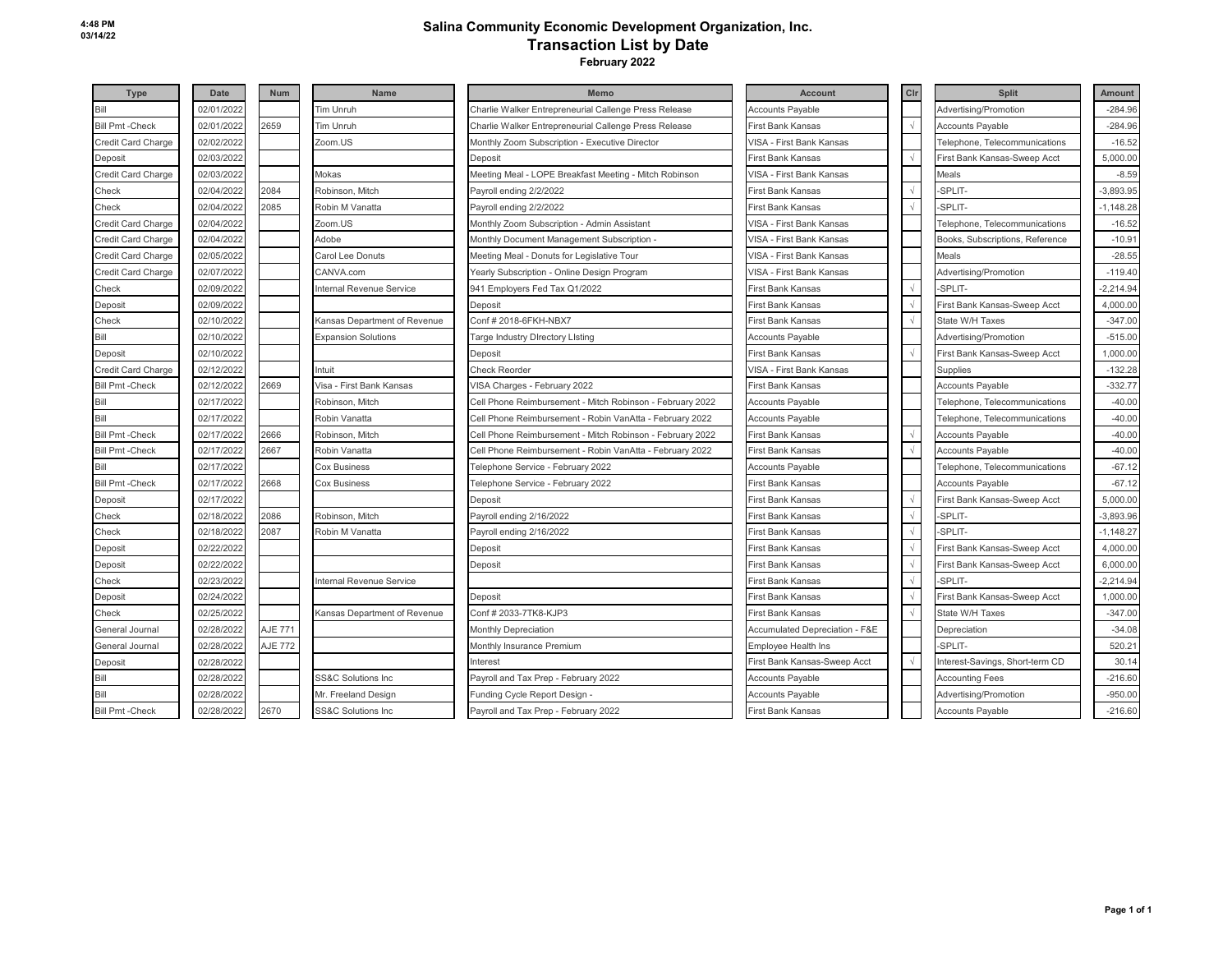4:48 PM
03/14/22

# Salina Community Economic Development Organization, Inc.
## Transaction List by Date
### February 2022

| Type | Date | Num | Name | Memo | Account | Clr | Split | Amount |
|---|---|---|---|---|---|---|---|---|
| Bill | 02/01/2022 | | Tim Unruh | Charlie Walker Entrepreneurial Callenge Press Release | Accounts Payable | | Advertising/Promotion | -284.96 |
| Bill Pmt -Check | 02/01/2022 | 2659 | Tim Unruh | Charlie Walker Entrepreneurial Callenge Press Release | First Bank Kansas | √ | Accounts Payable | -284.96 |
| Credit Card Charge | 02/02/2022 | | Zoom.US | Monthly Zoom Subscription - Executive Director | VISA - First Bank Kansas | | Telephone, Telecommunications | -16.52 |
| Deposit | 02/03/2022 | | | Deposit | First Bank Kansas | √ | First Bank Kansas-Sweep Acct | 5,000.00 |
| Credit Card Charge | 02/03/2022 | | Mokas | Meeting Meal - LOPE Breakfast Meeting - Mitch Robinson | VISA - First Bank Kansas | | Meals | -8.59 |
| Check | 02/04/2022 | 2084 | Robinson, Mitch | Payroll ending 2/2/2022 | First Bank Kansas | √ | -SPLIT- | -3,893.95 |
| Check | 02/04/2022 | 2085 | Robin M Vanatta | Payroll ending 2/2/2022 | First Bank Kansas | √ | -SPLIT- | -1,148.28 |
| Credit Card Charge | 02/04/2022 | | Zoom.US | Monthly Zoom Subscription - Admin Assistant | VISA - First Bank Kansas | | Telephone, Telecommunications | -16.52 |
| Credit Card Charge | 02/04/2022 | | Adobe | Monthly Document Management Subscription - | VISA - First Bank Kansas | | Books, Subscriptions, Reference | -10.91 |
| Credit Card Charge | 02/05/2022 | | Carol Lee Donuts | Meeting Meal - Donuts for Legislative Tour | VISA - First Bank Kansas | | Meals | -28.55 |
| Credit Card Charge | 02/07/2022 | | CANVA.com | Yearly Subscription - Online Design Program | VISA - First Bank Kansas | | Advertising/Promotion | -119.40 |
| Check | 02/09/2022 | | Internal Revenue Service | 941 Employers Fed Tax Q1/2022 | First Bank Kansas | √ | -SPLIT- | -2,214.94 |
| Deposit | 02/09/2022 | | | Deposit | First Bank Kansas | √ | First Bank Kansas-Sweep Acct | 4,000.00 |
| Check | 02/10/2022 | | Kansas Department of Revenue | Conf # 2018-6FKH-NBX7 | First Bank Kansas | √ | State W/H Taxes | -347.00 |
| Bill | 02/10/2022 | | Expansion Solutions | Targe Industry DIrectory LIsting | Accounts Payable | | Advertising/Promotion | -515.00 |
| Deposit | 02/10/2022 | | | Deposit | First Bank Kansas | √ | First Bank Kansas-Sweep Acct | 1,000.00 |
| Credit Card Charge | 02/12/2022 | | Intuit | Check Reorder | VISA - First Bank Kansas | | Supplies | -132.28 |
| Bill Pmt -Check | 02/12/2022 | 2669 | Visa - First Bank Kansas | VISA Charges - February 2022 | First Bank Kansas | | Accounts Payable | -332.77 |
| Bill | 02/17/2022 | | Robinson, Mitch | Cell Phone Reimbursement - Mitch Robinson - February 2022 | Accounts Payable | | Telephone, Telecommunications | -40.00 |
| Bill | 02/17/2022 | | Robin Vanatta | Cell Phone Reimbursement - Robin VanAtta - February 2022 | Accounts Payable | | Telephone, Telecommunications | -40.00 |
| Bill Pmt -Check | 02/17/2022 | 2666 | Robinson, Mitch | Cell Phone Reimbursement - Mitch Robinson - February 2022 | First Bank Kansas | √ | Accounts Payable | -40.00 |
| Bill Pmt -Check | 02/17/2022 | 2667 | Robin Vanatta | Cell Phone Reimbursement - Robin VanAtta - February 2022 | First Bank Kansas | √ | Accounts Payable | -40.00 |
| Bill | 02/17/2022 | | Cox Business | Telephone Service - February 2022 | Accounts Payable | | Telephone, Telecommunications | -67.12 |
| Bill Pmt -Check | 02/17/2022 | 2668 | Cox Business | Telephone Service - February 2022 | First Bank Kansas | | Accounts Payable | -67.12 |
| Deposit | 02/17/2022 | | | Deposit | First Bank Kansas | √ | First Bank Kansas-Sweep Acct | 5,000.00 |
| Check | 02/18/2022 | 2086 | Robinson, Mitch | Payroll ending 2/16/2022 | First Bank Kansas | √ | -SPLIT- | -3,893.96 |
| Check | 02/18/2022 | 2087 | Robin M Vanatta | Payroll ending 2/16/2022 | First Bank Kansas | √ | -SPLIT- | -1,148.27 |
| Deposit | 02/22/2022 | | | Deposit | First Bank Kansas | √ | First Bank Kansas-Sweep Acct | 4,000.00 |
| Deposit | 02/22/2022 | | | Deposit | First Bank Kansas | √ | First Bank Kansas-Sweep Acct | 6,000.00 |
| Check | 02/23/2022 | | Internal Revenue Service | | First Bank Kansas | √ | -SPLIT- | -2,214.94 |
| Deposit | 02/24/2022 | | | Deposit | First Bank Kansas | √ | First Bank Kansas-Sweep Acct | 1,000.00 |
| Check | 02/25/2022 | | Kansas Department of Revenue | Conf # 2033-7TK8-KJP3 | First Bank Kansas | √ | State W/H Taxes | -347.00 |
| General Journal | 02/28/2022 | AJE 771 | | Monthly Depreciation | Accumulated Depreciation - F&E | | Depreciation | -34.08 |
| General Journal | 02/28/2022 | AJE 772 | | Monthly Insurance Premium | Employee Health Ins | | -SPLIT- | 520.21 |
| Deposit | 02/28/2022 | | | Interest | First Bank Kansas-Sweep Acct | √ | Interest-Savings, Short-term CD | 30.14 |
| Bill | 02/28/2022 | | SS&C Solutions Inc | Payroll and Tax Prep - February 2022 | Accounts Payable | | Accounting Fees | -216.60 |
| Bill | 02/28/2022 | | Mr. Freeland Design | Funding Cycle Report Design - | Accounts Payable | | Advertising/Promotion | -950.00 |
| Bill Pmt -Check | 02/28/2022 | 2670 | SS&C Solutions Inc | Payroll and Tax Prep - February 2022 | First Bank Kansas | | Accounts Payable | -216.60 |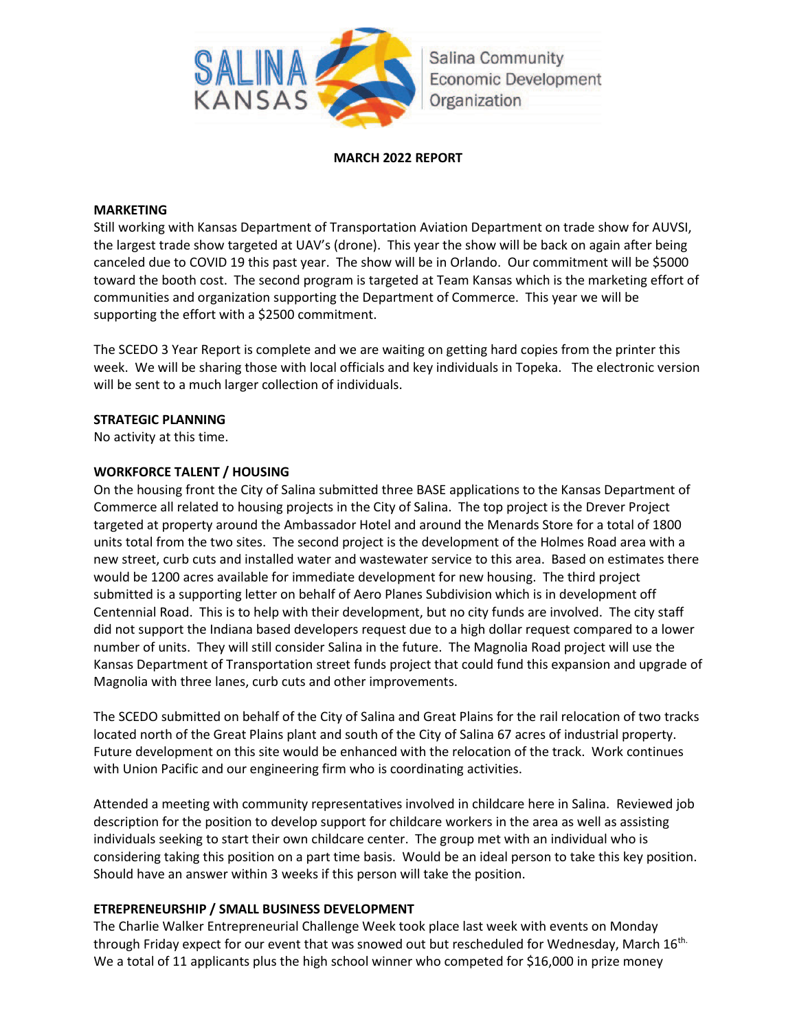Salina Community Economic Development Organization

**MARCH 2022 REPORT**

**MARKETING**

Still working with Kansas Department of Transportation Aviation Department on trade show for AUVSI, the largest trade show targeted at UAV's (drone). This year the show will be back on again after being canceled due to COVID 19 this past year. The show will be in Orlando. Our commitment will be $5000 toward the booth cost. The second program is targeted at Team Kansas which is the marketing effort of communities and organization supporting the Department of Commerce. This year we will be supporting the effort with a $2500 commitment.

The SCEDO 3 Year Report is complete and we are waiting on getting hard copies from the printer this week. We will be sharing those with local officials and key individuals in Topeka. The electronic version will be sent to a much larger collection of individuals.

**STRATEGIC PLANNING**

No activity at this time.

**WORKFORCE TALENT / HOUSING**

On the housing front the City of Salina submitted three BASE applications to the Kansas Department of Commerce all related to housing projects in the City of Salina. The top project is the Drever Project targeted at property around the Ambassador Hotel and around the Menards Store for a total of 1800 units total from the two sites. The second project is the development of the Holmes Road area with a new street, curb cuts and installed water and wastewater service to this area. Based on estimates there would be 1200 acres available for immediate development for new housing. The third project submitted is a supporting letter on behalf of Aero Planes Subdivision which is in development off Centennial Road. This is to help with their development, but no city funds are involved. The city staff did not support the Indiana based developers request due to a high dollar request compared to a lower number of units. They will still consider Salina in the future. The Magnolia Road project will use the Kansas Department of Transportation street funds project that could fund this expansion and upgrade of Magnolia with three lanes, curb cuts and other improvements.

The SCEDO submitted on behalf of the City of Salina and Great Plains for the rail relocation of two tracks located north of the Great Plains plant and south of the City of Salina 67 acres of industrial property. Future development on this site would be enhanced with the relocation of the track. Work continues with Union Pacific and our engineering firm who is coordinating activities.

Attended a meeting with community representatives involved in childcare here in Salina. Reviewed job description for the position to develop support for childcare workers in the area as well as assisting individuals seeking to start their own childcare center. The group met with an individual who is considering taking this position on a part time basis. Would be an ideal person to take this key position. Should have an answer within 3 weeks if this person will take the position.

**ETREPRENEURSHIP / SMALL BUSINESS DEVELOPMENT**

The Charlie Walker Entrepreneurial Challenge Week took place last week with events on Monday through Friday expect for our event that was snowed out but rescheduled for Wednesday, March 16th. We a total of 11 applicants plus the high school winner who competed for $16,000 in prize money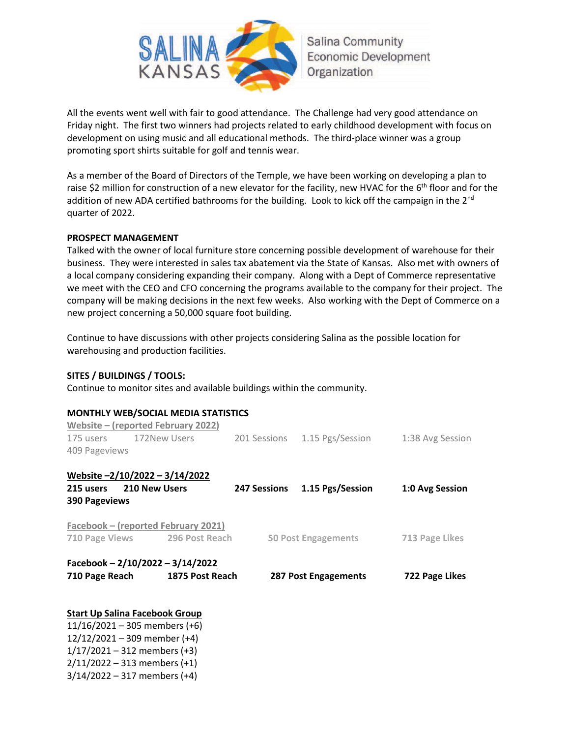All the events went well with fair to good attendance. The Challenge had very good attendance on Friday night. The first two winners had projects related to early childhood development with focus on development on using music and all educational methods. The third-place winner was a group promoting sport shirts suitable for golf and tennis wear.

As a member of the Board of Directors of the Temple, we have been working on developing a plan to raise $2 million for construction of a new elevator for the facility, new HVAC for the 6th floor and for the addition of new ADA certified bathrooms for the building. Look to kick off the campaign in the 2nd quarter of 2022.

**PROSPECT MANAGEMENT**

Talked with the owner of local furniture store concerning possible development of warehouse for their business. They were interested in sales tax abatement via the State of Kansas. Also met with owners of a local company considering expanding their company. Along with a Dept of Commerce representative we meet with the CEO and CFO concerning the programs available to the company for their project. The company will be making decisions in the next few weeks. Also working with the Dept of Commerce on a new project concerning a 50,000 square foot building.

Continue to have discussions with other projects considering Salina as the possible location for warehousing and production facilities.

**SITES / BUILDINGS / TOOLS:**

Continue to monitor sites and available buildings within the community.

**MONTHLY WEB/SOCIAL MEDIA STATISTICS**

Website – (reported February 2022)

175 users | 172New Users | 201 Sessions | 1.15 Pgs/Session | 1:38 Avg Session

409 Pageviews

**Website –2/10/2022 – 3/14/2022**

**215 users | 210 New Users | 247 Sessions | 1.15 Pgs/Session | 1:0 Avg Session**

**390 Pageviews**

Facebook – (reported February 2021)

710 Page Views | 296 Post Reach | 50 Post Engagements | 713 Page Likes

**Facebook – 2/10/2022 – 3/14/2022**

**710 Page Reach | 1875 Post Reach | 287 Post Engagements | 722 Page Likes**

Start Up Salina Facebook Group

11/16/2021 – 305 members (+6)
12/12/2021 – 309 member (+4)
1/17/2021 – 312 members (+3)
2/11/2022 – 313 members (+1)
3/14/2022 – 317 members (+4)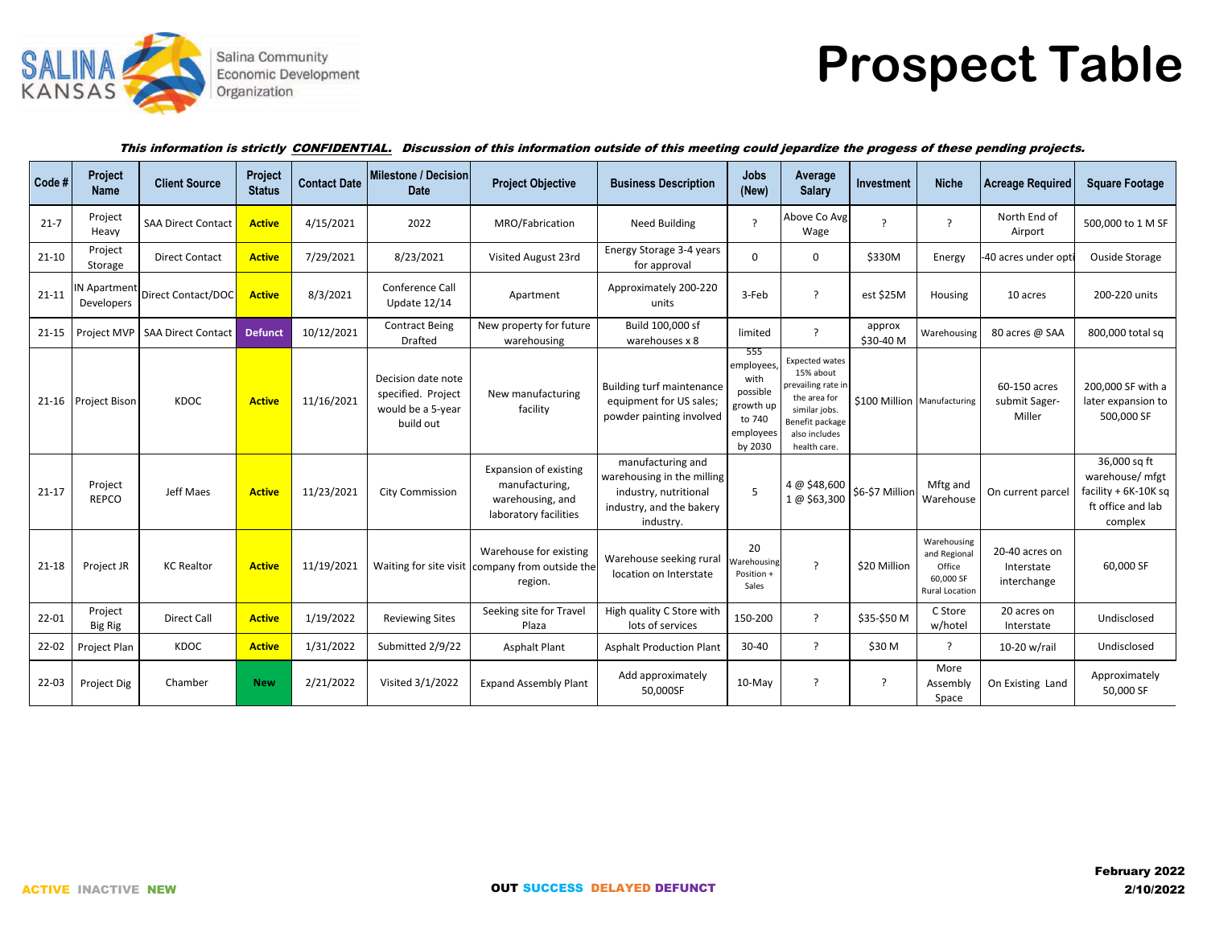Salina Community Economic Development Organization

# Prospect Table

***This information is strictly CONFIDENTIAL. Discussion of this information outside of this meeting could jepardize the progess of these pending projects.***

| Code # | Project Name | Client Source | Project Status | Contact Date | Milestone / Decision Date | Project Objective | Business Description | Jobs (New) | Average Salary | Investment | Niche | Acreage Required | Square Footage |
|---|---|---|---|---|---|---|---|---|---|---|---|---|---|
| 21-7 | Project Heavy | SAA Direct Contact | **Active** | 4/15/2021 | 2022 | MRO/Fabrication | Need Building | ? | Above Co Avg Wage | ? | ? | North End of Airport | 500,000 to 1 M SF |
| 21-10 | Project Storage | Direct Contact | **Active** | 7/29/2021 | 8/23/2021 | Visited August 23rd | Energy Storage 3-4 years for approval | 0 | 0 | $330M | Energy | -40 acres under opti | Ouside Storage |
| 21-11 | IN Apartment Developers | Direct Contact/DOC | **Active** | 8/3/2021 | Conference Call Update 12/14 | Apartment | Approximately 200-220 units | 3-Feb | ? | est $25M | Housing | 10 acres | 200-220 units |
| 21-15 | Project MVP | SAA Direct Contact | **Defunct** | 10/12/2021 | Contract Being Drafted | New property for future warehousing | Build 100,000 sf warehouses x 8 | limited | ? | approx $30-40 M | Warehousing | 80 acres @ SAA | 800,000 total sq |
| 21-16 | Project Bison | KDOC | **Active** | 11/16/2021 | Decision date note specified. Project would be a 5-year build out | New manufacturing facility | Building turf maintenance equipment for US sales; powder painting involved | 555 employees, with possible growth up to 740 employees by 2030 | Expected wates 15% about prevailing rate in the area for similar jobs. Benefit package also includes health care. | $100 Million | Manufacturing | 60-150 acres submit Sager-Miller | 200,000 SF with a later expansion to 500,000 SF |
| 21-17 | Project REPCO | Jeff Maes | **Active** | 11/23/2021 | City Commission | Expansion of existing manufacturing, warehousing, and laboratory facilities | manufacturing and warehousing in the milling industry, nutritional industry, and the bakery industry. | 5 | 4 @ $48,600 1 @ $63,300 | $6-$7 Million | Mftg and Warehouse | On current parcel | 36,000 sq ft warehouse/ mfgt facility + 6K-10K sq ft office and lab complex |
| 21-18 | Project JR | KC Realtor | **Active** | 11/19/2021 | Waiting for site visit | Warehouse for existing company from outside the region. | Warehouse seeking rural location on Interstate | 20 Warehousing Position + Sales | ? | $20 Million | Warehousing and Regional Office 60,000 SF Rural Location | 20-40 acres on Interstate interchange | 60,000 SF |
| 22-01 | Project Big Rig | Direct Call | **Active** | 1/19/2022 | Reviewing Sites | Seeking site for Travel Plaza | High quality C Store with lots of services | 150-200 | ? | $35-$50 M | C Store w/hotel | 20 acres on Interstate | Undisclosed |
| 22-02 | Project Plan | KDOC | **Active** | 1/31/2022 | Submitted 2/9/22 | Asphalt Plant | Asphalt Production Plant | 30-40 | ? | $30 M | ? | 10-20 w/rail | Undisclosed |
| 22-03 | Project Dig | Chamber | **New** | 2/21/2022 | Visited 3/1/2022 | Expand Assembly Plant | Add approximately 50,000SF | 10-May | ? | ? | More Assembly Space | On Existing Land | Approximately 50,000 SF |

**ACTIVE INACTIVE NEW**

**OUT SUCCESS DELAYED DEFUNCT**

**February 2022**
**2/10/2022**